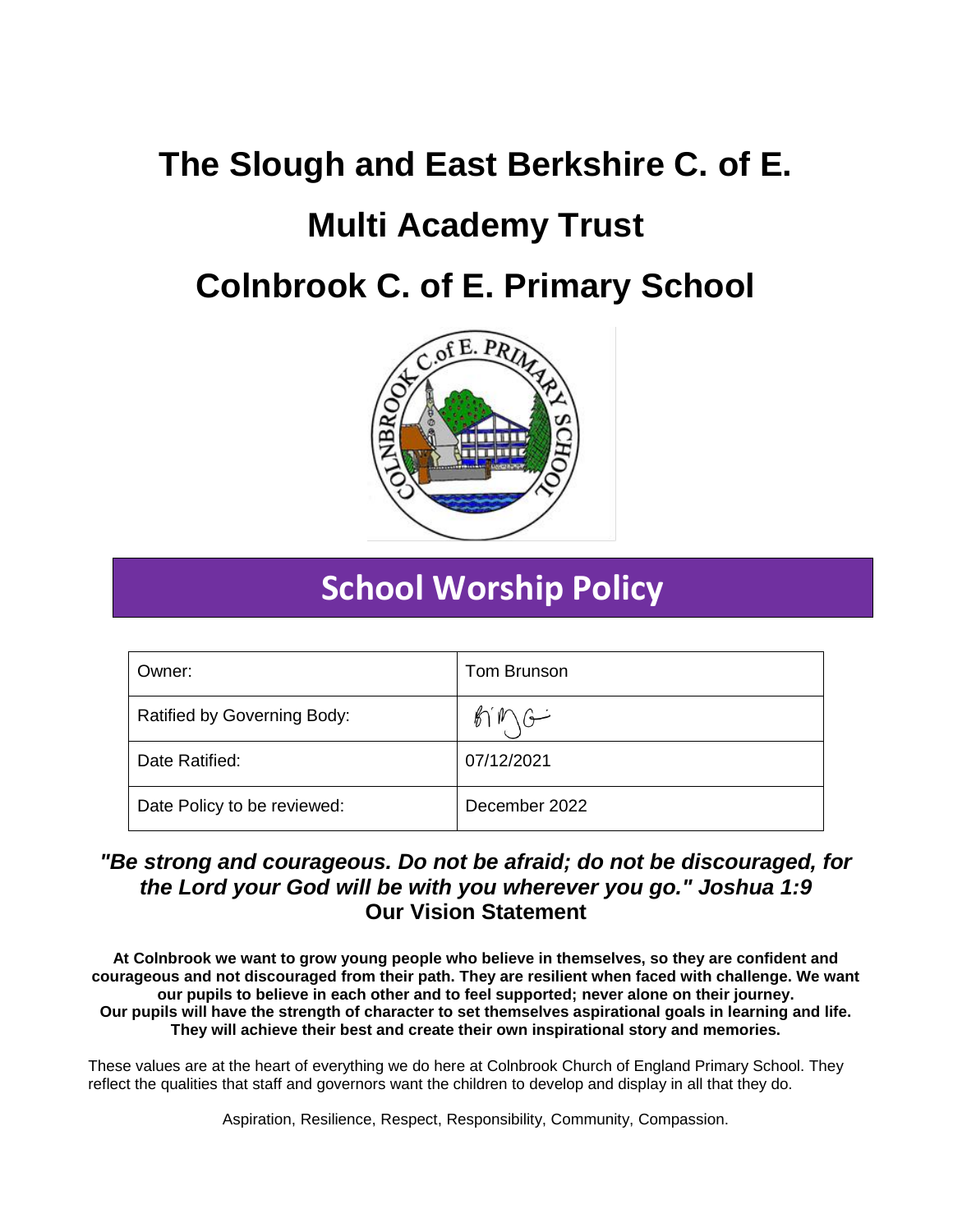# The Slough and East Berkshire C. of E.

# Multi Academy Trust

# Colnbrook C. of E. Primary School

## School Worship Policy

| Owner: | Tom Brunson |
| --- | --- |
| Ratified by Governing Body: | |
| Date Ratified: | 07/12/2021 |
| Date Policy to be reviewed: | December 2022 |

***"Be strong and courageous. Do not be afraid; do not be discouraged, for the Lord your God will be with you wherever you go." Joshua 1:9***

**Our Vision Statement**

**At Colnbrook we want to grow young people who believe in themselves, so they are confident and courageous and not discouraged from their path. They are resilient when faced with challenge. We want our pupils to believe in each other and to feel supported; never alone on their journey. Our pupils will have the strength of character to set themselves aspirational goals in learning and life. They will achieve their best and create their own inspirational story and memories.**

These values are at the heart of everything we do here at Colnbrook Church of England Primary School. They reflect the qualities that staff and governors want the children to develop and display in all that they do.

Aspiration, Resilience, Respect, Responsibility, Community, Compassion.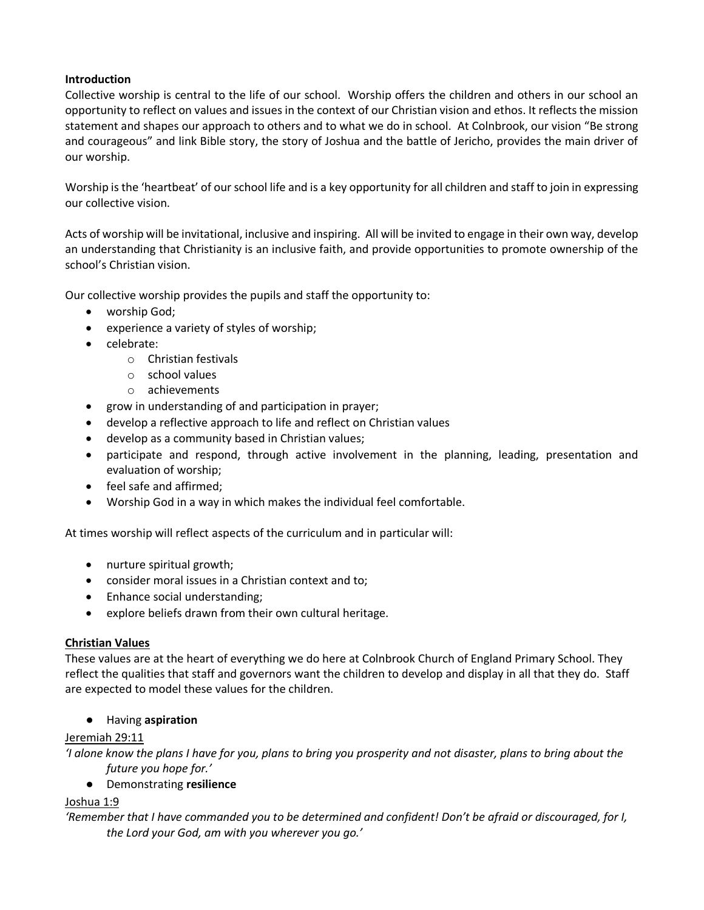**Introduction**

Collective worship is central to the life of our school. Worship offers the children and others in our school an opportunity to reflect on values and issues in the context of our Christian vision and ethos. It reflects the mission statement and shapes our approach to others and to what we do in school. At Colnbrook, our vision "Be strong and courageous" and link Bible story, the story of Joshua and the battle of Jericho, provides the main driver of our worship.

Worship is the 'heartbeat' of our school life and is a key opportunity for all children and staff to join in expressing our collective vision.

Acts of worship will be invitational, inclusive and inspiring. All will be invited to engage in their own way, develop an understanding that Christianity is an inclusive faith, and provide opportunities to promote ownership of the school's Christian vision.

Our collective worship provides the pupils and staff the opportunity to:

- worship God;
- experience a variety of styles of worship;
- celebrate:
  - Christian festivals
  - school values
  - achievements
- grow in understanding of and participation in prayer;
- develop a reflective approach to life and reflect on Christian values
- develop as a community based in Christian values;
- participate and respond, through active involvement in the planning, leading, presentation and evaluation of worship;
- feel safe and affirmed;
- Worship God in a way in which makes the individual feel comfortable.

At times worship will reflect aspects of the curriculum and in particular will:

- nurture spiritual growth;
- consider moral issues in a Christian context and to;
- Enhance social understanding;
- explore beliefs drawn from their own cultural heritage.

**Christian Values**

These values are at the heart of everything we do here at Colnbrook Church of England Primary School. They reflect the qualities that staff and governors want the children to develop and display in all that they do. Staff are expected to model these values for the children.

- Having **aspiration**

Jeremiah 29:11

*'I alone know the plans I have for you, plans to bring you prosperity and not disaster, plans to bring about the future you hope for.'*

- Demonstrating **resilience**

Joshua 1:9

*'Remember that I have commanded you to be determined and confident! Don't be afraid or discouraged, for I, the Lord your God, am with you wherever you go.'*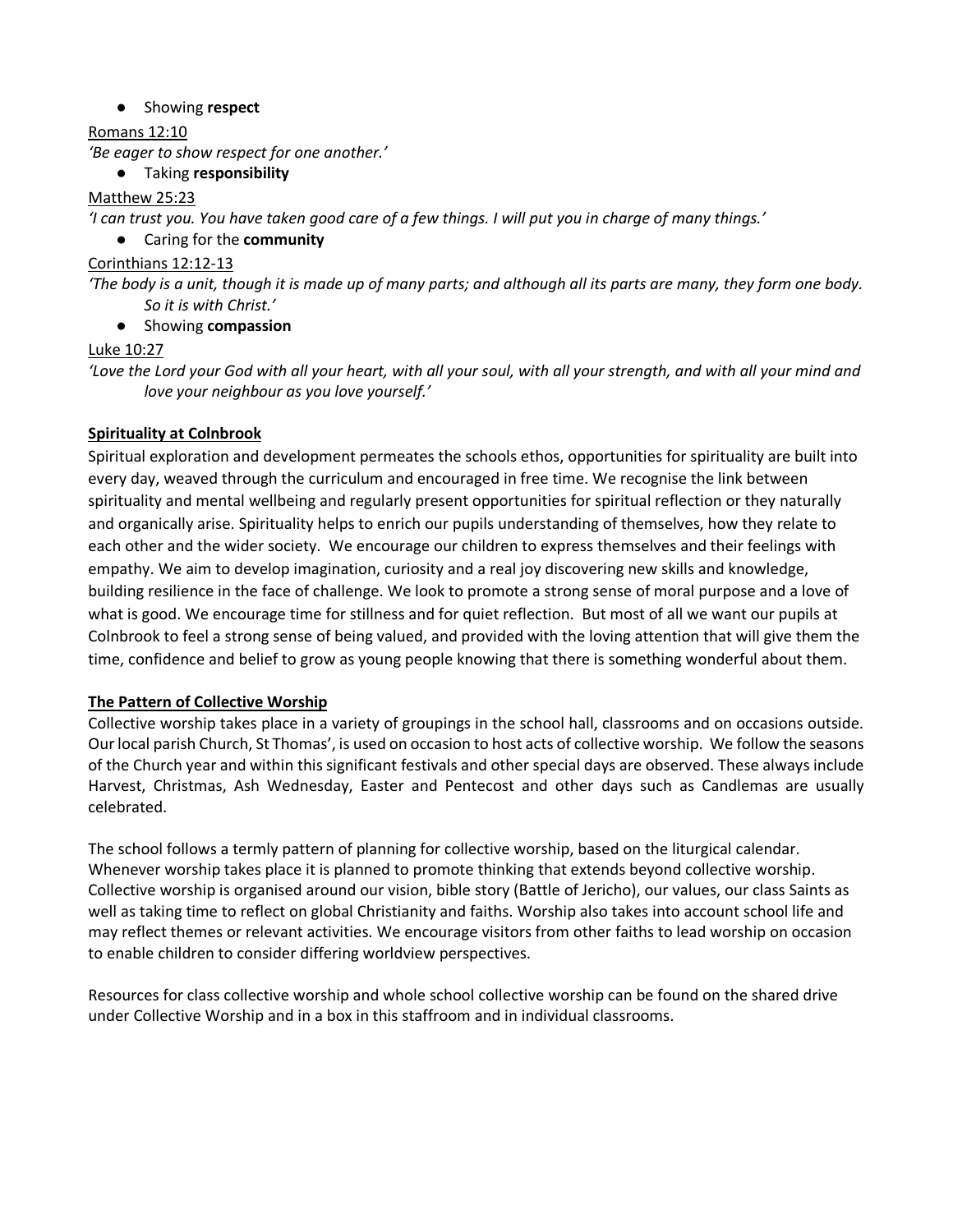- Showing **respect**

Romans 12:10

*'Be eager to show respect for one another.'*

- Taking **responsibility**

Matthew 25:23

*'I can trust you. You have taken good care of a few things. I will put you in charge of many things.'*

- Caring for the **community**

Corinthians 12:12-13

*'The body is a unit, though it is made up of many parts; and although all its parts are many, they form one body. So it is with Christ.'*

- Showing **compassion**

Luke 10:27

*'Love the Lord your God with all your heart, with all your soul, with all your strength, and with all your mind and love your neighbour as you love yourself.'*

## Spirituality at Colnbrook

Spiritual exploration and development permeates the schools ethos, opportunities for spirituality are built into every day, weaved through the curriculum and encouraged in free time. We recognise the link between spirituality and mental wellbeing and regularly present opportunities for spiritual reflection or they naturally and organically arise. Spirituality helps to enrich our pupils understanding of themselves, how they relate to each other and the wider society. We encourage our children to express themselves and their feelings with empathy. We aim to develop imagination, curiosity and a real joy discovering new skills and knowledge, building resilience in the face of challenge. We look to promote a strong sense of moral purpose and a love of what is good. We encourage time for stillness and for quiet reflection. But most of all we want our pupils at Colnbrook to feel a strong sense of being valued, and provided with the loving attention that will give them the time, confidence and belief to grow as young people knowing that there is something wonderful about them.

## The Pattern of Collective Worship

Collective worship takes place in a variety of groupings in the school hall, classrooms and on occasions outside. Our local parish Church, St Thomas', is used on occasion to host acts of collective worship. We follow the seasons of the Church year and within this significant festivals and other special days are observed. These always include Harvest, Christmas, Ash Wednesday, Easter and Pentecost and other days such as Candlemas are usually celebrated.

The school follows a termly pattern of planning for collective worship, based on the liturgical calendar. Whenever worship takes place it is planned to promote thinking that extends beyond collective worship. Collective worship is organised around our vision, bible story (Battle of Jericho), our values, our class Saints as well as taking time to reflect on global Christianity and faiths. Worship also takes into account school life and may reflect themes or relevant activities. We encourage visitors from other faiths to lead worship on occasion to enable children to consider differing worldview perspectives.

Resources for class collective worship and whole school collective worship can be found on the shared drive under Collective Worship and in a box in this staffroom and in individual classrooms.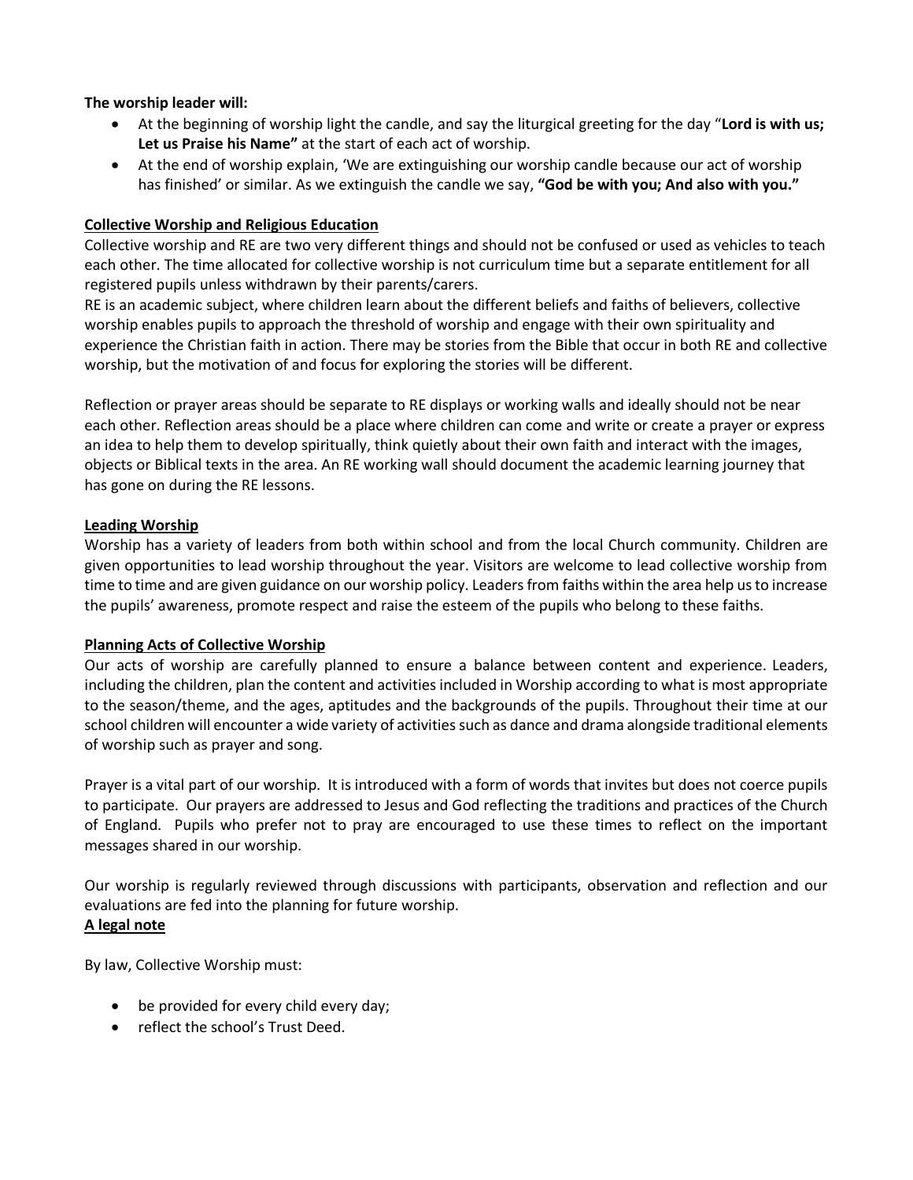**The worship leader will:**

- At the beginning of worship light the candle, and say the liturgical greeting for the day "**Lord is with us; Let us Praise his Name"** at the start of each act of worship.
- At the end of worship explain, 'We are extinguishing our worship candle because our act of worship has finished' or similar. As we extinguish the candle we say, **"God be with you; And also with you."**

**Collective Worship and Religious Education**

Collective worship and RE are two very different things and should not be confused or used as vehicles to teach each other. The time allocated for collective worship is not curriculum time but a separate entitlement for all registered pupils unless withdrawn by their parents/carers.

RE is an academic subject, where children learn about the different beliefs and faiths of believers, collective worship enables pupils to approach the threshold of worship and engage with their own spirituality and experience the Christian faith in action. There may be stories from the Bible that occur in both RE and collective worship, but the motivation of and focus for exploring the stories will be different.

Reflection or prayer areas should be separate to RE displays or working walls and ideally should not be near each other. Reflection areas should be a place where children can come and write or create a prayer or express an idea to help them to develop spiritually, think quietly about their own faith and interact with the images, objects or Biblical texts in the area. An RE working wall should document the academic learning journey that has gone on during the RE lessons.

**Leading Worship**

Worship has a variety of leaders from both within school and from the local Church community. Children are given opportunities to lead worship throughout the year. Visitors are welcome to lead collective worship from time to time and are given guidance on our worship policy. Leaders from faiths within the area help us to increase the pupils' awareness, promote respect and raise the esteem of the pupils who belong to these faiths.

**Planning Acts of Collective Worship**

Our acts of worship are carefully planned to ensure a balance between content and experience. Leaders, including the children, plan the content and activities included in Worship according to what is most appropriate to the season/theme, and the ages, aptitudes and the backgrounds of the pupils. Throughout their time at our school children will encounter a wide variety of activities such as dance and drama alongside traditional elements of worship such as prayer and song.

Prayer is a vital part of our worship. It is introduced with a form of words that invites but does not coerce pupils to participate. Our prayers are addressed to Jesus and God reflecting the traditions and practices of the Church of England. Pupils who prefer not to pray are encouraged to use these times to reflect on the important messages shared in our worship.

Our worship is regularly reviewed through discussions with participants, observation and reflection and our evaluations are fed into the planning for future worship.

**A legal note**

By law, Collective Worship must:

- be provided for every child every day;
- reflect the school's Trust Deed.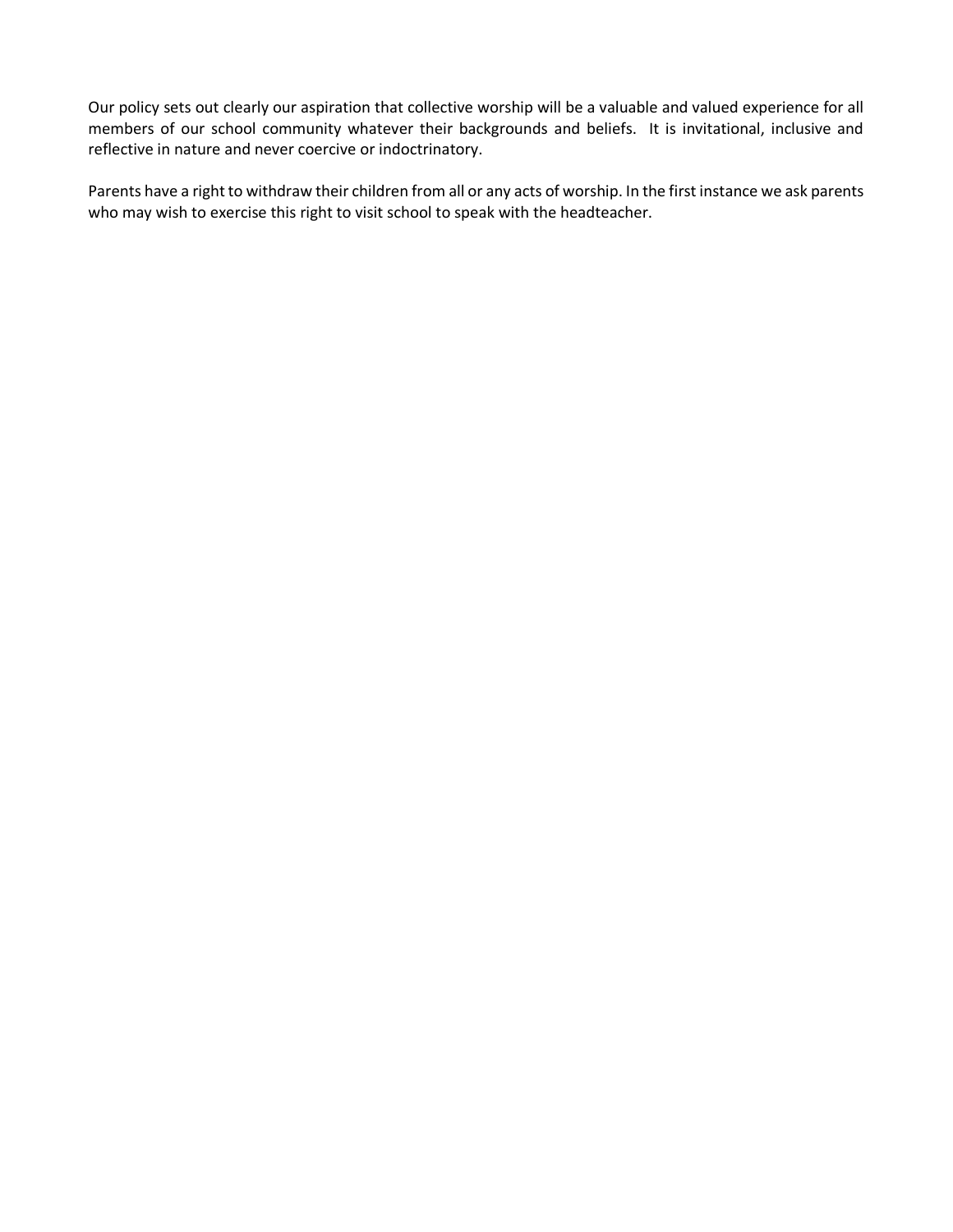Our policy sets out clearly our aspiration that collective worship will be a valuable and valued experience for all members of our school community whatever their backgrounds and beliefs. It is invitational, inclusive and reflective in nature and never coercive or indoctrinatory.

Parents have a right to withdraw their children from all or any acts of worship. In the first instance we ask parents who may wish to exercise this right to visit school to speak with the headteacher.